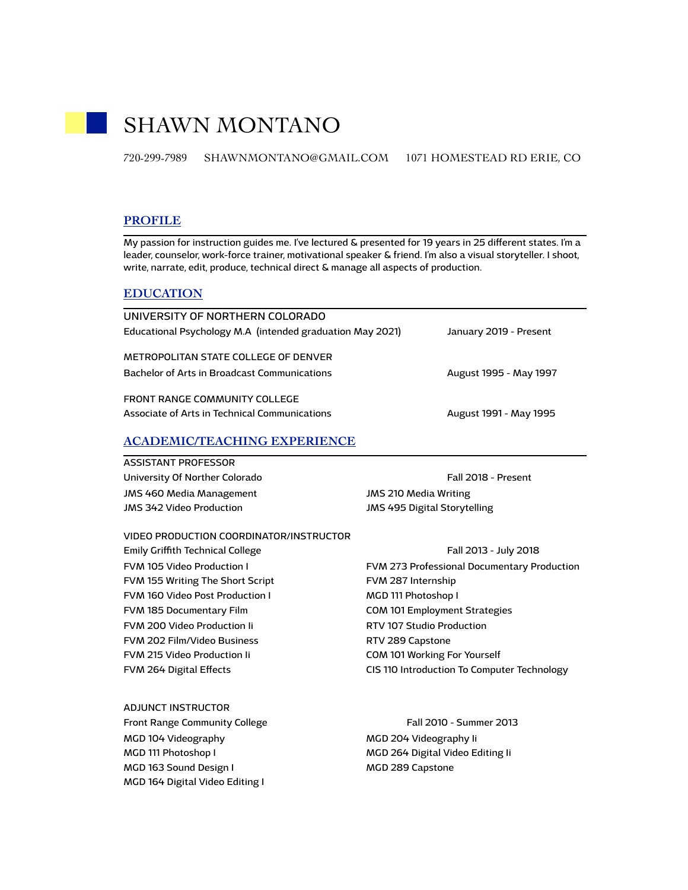# SHAWN MONTANO

720-299-7989 SHAWNMONTANO@GMAIL.COM 1071 HOMESTEAD RD ERIE, CO

## PROFILE

My passion for instruction guides me. I've lectured & presented for 19 years in 25 different states. I'm a leader, counselor, work-force trainer, motivational speaker & friend. I'm also a visual storyteller. I shoot, write, narrate, edit, produce, technical direct & manage all aspects of production.

## EDUCATION

UNIVERSITY OF NORTHERN COLORADO
Educational Psychology M.A (intended graduation May 2021) — January 2019 - Present

METROPOLITAN STATE COLLEGE OF DENVER
Bachelor of Arts in Broadcast Communications — August 1995 - May 1997

FRONT RANGE COMMUNITY COLLEGE
Associate of Arts in Technical Communications — August 1991 - May 1995

## ACADEMIC/TEACHING EXPERIENCE

ASSISTANT PROFESSOR
University Of Norther Colorado — Fall 2018 - Present

- JMS 460 Media Management
- JMS 342 Video Production
- JMS 210 Media Writing
- JMS 495 Digital Storytelling

VIDEO PRODUCTION COORDINATOR/INSTRUCTOR
Emily Griffith Technical College — Fall 2013 - July 2018

- FVM 105 Video Production I
- FVM 155 Writing The Short Script
- FVM 160 Video Post Production I
- FVM 185 Documentary Film
- FVM 200 Video Production Ii
- FVM 202 Film/Video Business
- FVM 215 Video Production Ii
- FVM 264 Digital Effects
- FVM 273 Professional Documentary Production
- FVM 287 Internship
- MGD 111 Photoshop I
- COM 101 Employment Strategies
- RTV 107 Studio Production
- RTV 289 Capstone
- COM 101 Working For Yourself
- CIS 110 Introduction To Computer Technology

ADJUNCT INSTRUCTOR
Front Range Community College — Fall 2010 - Summer 2013

- MGD 104 Videography
- MGD 111 Photoshop I
- MGD 163 Sound Design I
- MGD 164 Digital Video Editing I
- MGD 204 Videography Ii
- MGD 264 Digital Video Editing Ii
- MGD 289 Capstone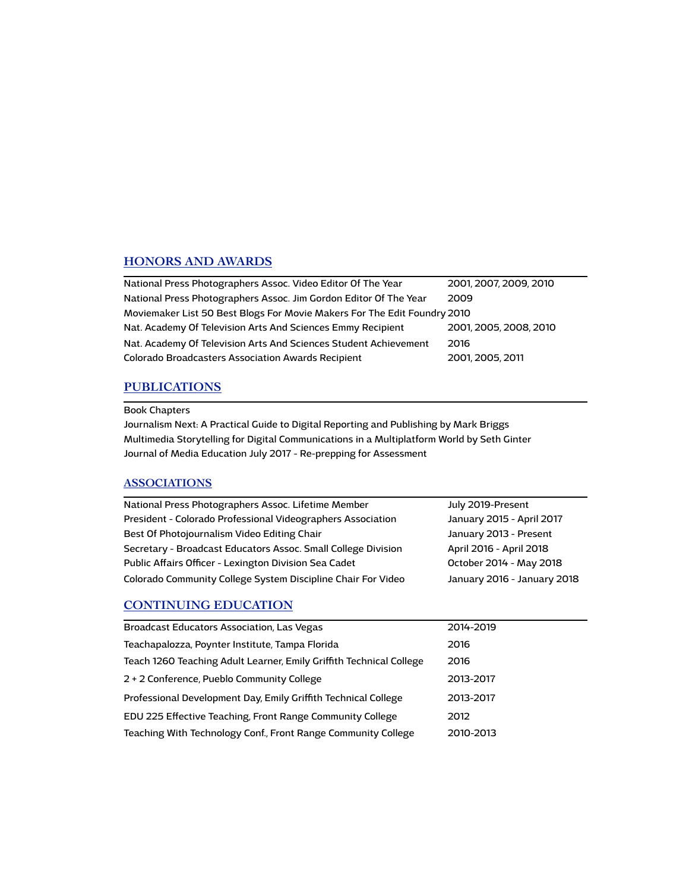## HONORS AND AWARDS

| | |
|---|---|
| National Press Photographers Assoc. Video Editor Of The Year | 2001, 2007, 2009, 2010 |
| National Press Photographers Assoc. Jim Gordon Editor Of The Year | 2009 |
| Moviemaker List 50 Best Blogs For Movie Makers For The Edit Foundry | 2010 |
| Nat. Academy Of Television Arts And Sciences Emmy Recipient | 2001, 2005, 2008, 2010 |
| Nat. Academy Of Television Arts And Sciences Student Achievement | 2016 |
| Colorado Broadcasters Association Awards Recipient | 2001, 2005, 2011 |

## PUBLICATIONS

Book Chapters

Journalism Next: A Practical Guide to Digital Reporting and Publishing by Mark Briggs

Multimedia Storytelling for Digital Communications in a Multiplatform World by Seth Ginter

Journal of Media Education July 2017 - Re-prepping for Assessment

## ASSOCIATIONS

| | |
|---|---|
| National Press Photographers Assoc. Lifetime Member | July 2019-Present |
| President - Colorado Professional Videographers Association | January 2015 - April 2017 |
| Best Of Photojournalism Video Editing Chair | January 2013 - Present |
| Secretary - Broadcast Educators Assoc. Small College Division | April 2016 - April 2018 |
| Public Affairs Officer - Lexington Division Sea Cadet | October 2014 - May 2018 |
| Colorado Community College System Discipline Chair For Video | January 2016 - January 2018 |

## CONTINUING EDUCATION

| | |
|---|---|
| Broadcast Educators Association, Las Vegas | 2014-2019 |
| Teachapalozza, Poynter Institute, Tampa Florida | 2016 |
| Teach 1260 Teaching Adult Learner, Emily Griffith Technical College | 2016 |
| 2 + 2 Conference, Pueblo Community College | 2013-2017 |
| Professional Development Day, Emily Griffith Technical College | 2013-2017 |
| EDU 225 Effective Teaching, Front Range Community College | 2012 |
| Teaching With Technology Conf., Front Range Community College | 2010-2013 |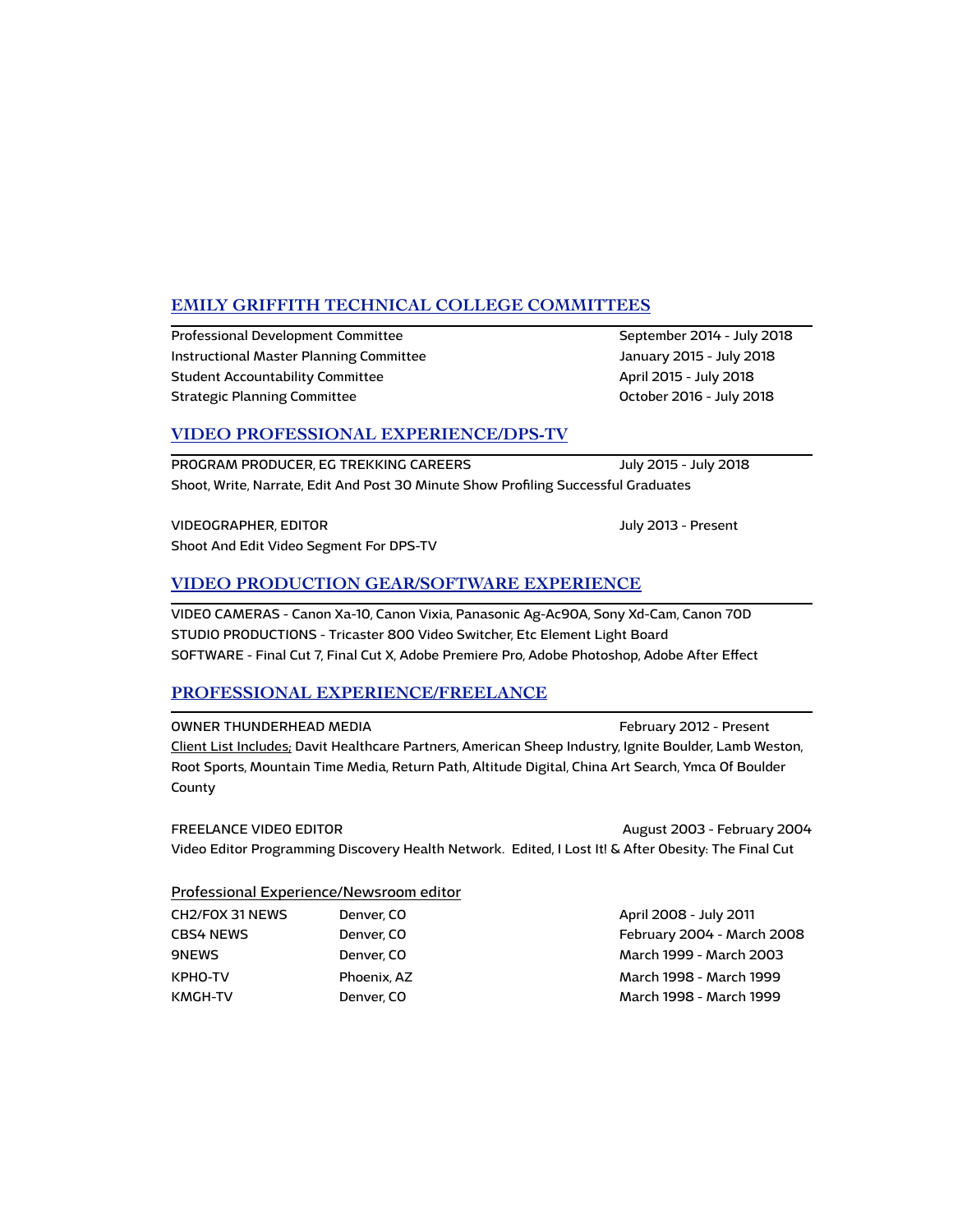## EMILY GRIFFITH TECHNICAL COLLEGE COMMITTEES

| | |
|---|---|
| Professional Development Committee | September 2014 - July 2018 |
| Instructional Master Planning Committee | January 2015 - July 2018 |
| Student Accountability Committee | April 2015 - July 2018 |
| Strategic Planning Committee | October 2016 - July 2018 |

## VIDEO PROFESSIONAL EXPERIENCE/DPS-TV

PROGRAM PRODUCER, EG TREKKING CAREERS — July 2015 - July 2018

Shoot, Write, Narrate, Edit And Post 30 Minute Show Profiling Successful Graduates

VIDEOGRAPHER, EDITOR — July 2013 - Present

Shoot And Edit Video Segment For DPS-TV

## VIDEO PRODUCTION GEAR/SOFTWARE EXPERIENCE

VIDEO CAMERAS - Canon Xa-10, Canon Vixia, Panasonic Ag-Ac90A, Sony Xd-Cam, Canon 70D

STUDIO PRODUCTIONS - Tricaster 800 Video Switcher, Etc Element Light Board

SOFTWARE - Final Cut 7, Final Cut X, Adobe Premiere Pro, Adobe Photoshop, Adobe After Effect

## PROFESSIONAL EXPERIENCE/FREELANCE

OWNER THUNDERHEAD MEDIA — February 2012 - Present

Client List Includes: Davit Healthcare Partners, American Sheep Industry, Ignite Boulder, Lamb Weston, Root Sports, Mountain Time Media, Return Path, Altitude Digital, China Art Search, Ymca Of Boulder County

FREELANCE VIDEO EDITOR — August 2003 - February 2004

Video Editor Programming Discovery Health Network. Edited, I Lost It! & After Obesity: The Final Cut

### Professional Experience/Newsroom editor

| | | |
|---|---|---|
| CH2/FOX 31 NEWS | Denver, CO | April 2008 - July 2011 |
| CBS4 NEWS | Denver, CO | February 2004 - March 2008 |
| 9NEWS | Denver, CO | March 1999 - March 2003 |
| KPHO-TV | Phoenix, AZ | March 1998 - March 1999 |
| KMGH-TV | Denver, CO | March 1998 - March 1999 |